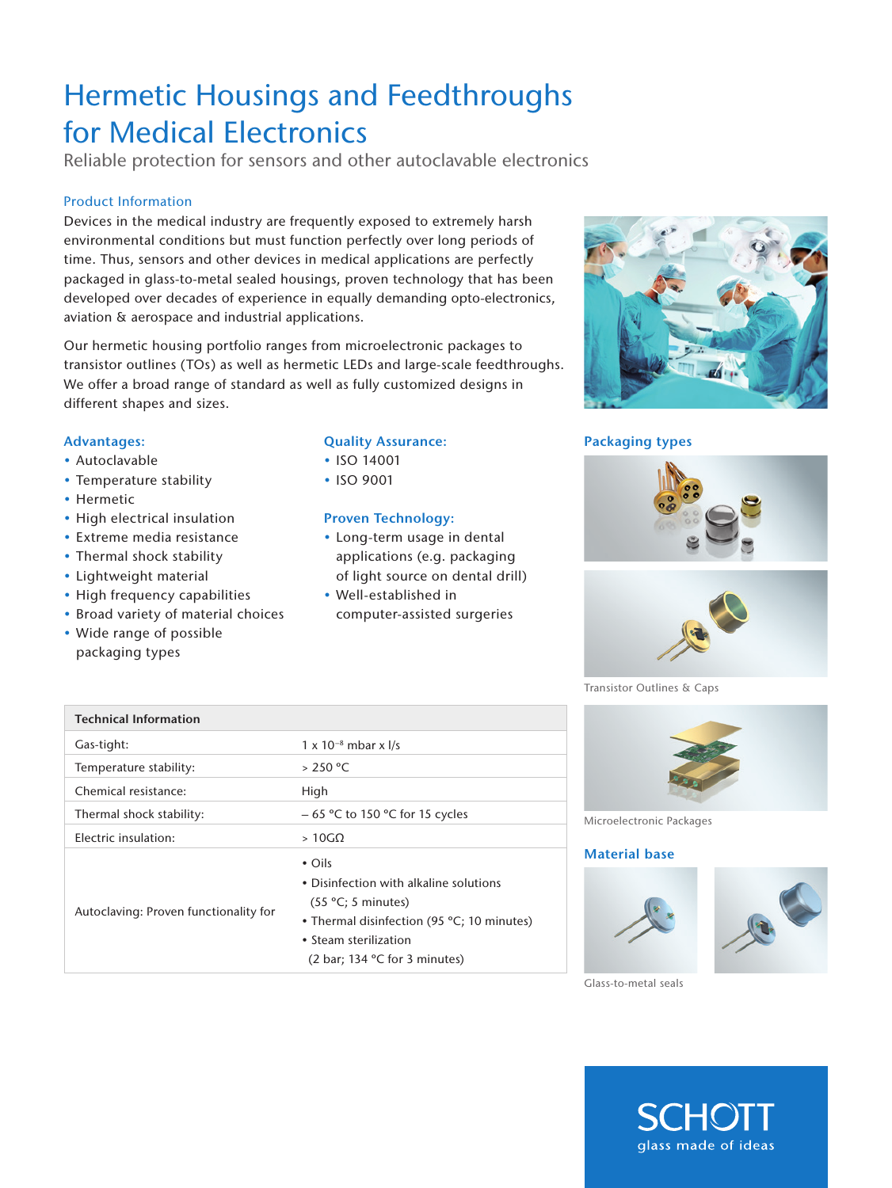# Hermetic Housings and Feedthroughs for Medical Electronics

Reliable protection for sensors and other autoclavable electronics

## Product Information

Devices in the medical industry are frequently exposed to extremely harsh environmental conditions but must function perfectly over long periods of time. Thus, sensors and other devices in medical applications are perfectly packaged in glass-to-metal sealed housings, proven technology that has been developed over decades of experience in equally demanding opto-electronics, aviation & aerospace and industrial applications.

Our hermetic housing portfolio ranges from microelectronic packages to transistor outlines (TOs) as well as hermetic LEDs and large-scale feedthroughs. We offer a broad range of standard as well as fully customized designs in different shapes and sizes.

### Advantages:

- Autoclavable
- Temperature stability
- Hermetic
- High electrical insulation
- Extreme media resistance
- Thermal shock stability
- Lightweight material
- High frequency capabilities
- Broad variety of material choices
- Wide range of possible packaging types

### Quality Assurance:

- ISO 14001
- ISO 9001

### Proven Technology:

- Long-term usage in dental applications (e.g. packaging of light source on dental drill)
- Well-established in computer-assisted surgeries

| Technical Information | |
|---|---|
| Gas-tight: | 1 x $10^{-8}$ mbar x l/s |
| Temperature stability: | > 250 °C |
| Chemical resistance: | High |
| Thermal shock stability: | – 65 °C to 150 °C for 15 cycles |
| Electric insulation: | > 10GΩ |
| Autoclaving: Proven functionality for | • Oils<br>• Disinfection with alkaline solutions (55 °C; 5 minutes)<br>• Thermal disinfection (95 °C; 10 minutes)<br>• Steam sterilization (2 bar; 134 °C for 3 minutes) |

### Packaging types

Transistor Outlines & Caps

Microelectronic Packages

### Material base

Glass-to-metal seals

SCHOTT
glass made of ideas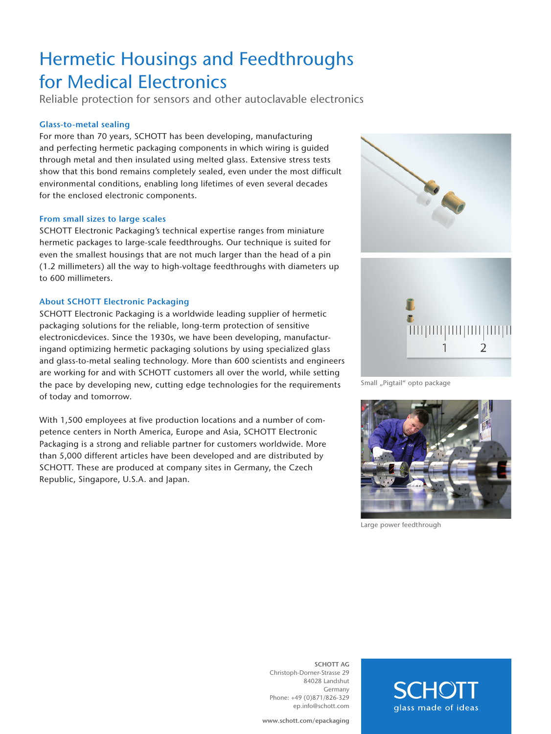# Hermetic Housings and Feedthroughs for Medical Electronics

Reliable protection for sensors and other autoclavable electronics

### Glass-to-metal sealing

For more than 70 years, SCHOTT has been developing, manufacturing and perfecting hermetic packaging components in which wiring is guided through metal and then insulated using melted glass. Extensive stress tests show that this bond remains completely sealed, even under the most difficult environmental conditions, enabling long lifetimes of even several decades for the enclosed electronic components.

### From small sizes to large scales

SCHOTT Electronic Packaging's technical expertise ranges from miniature hermetic packages to large-scale feedthroughs. Our technique is suited for even the smallest housings that are not much larger than the head of a pin (1.2 millimeters) all the way to high-voltage feedthroughs with diameters up to 600 millimeters.

### About SCHOTT Electronic Packaging

SCHOTT Electronic Packaging is a worldwide leading supplier of hermetic packaging solutions for the reliable, long-term protection of sensitive electronicdevices. Since the 1930s, we have been developing, manufacturingand optimizing hermetic packaging solutions by using specialized glass and glass-to-metal sealing technology. More than 600 scientists and engineers are working for and with SCHOTT customers all over the world, while setting the pace by developing new, cutting edge technologies for the requirements of today and tomorrow.

With 1,500 employees at five production locations and a number of competence centers in North America, Europe and Asia, SCHOTT Electronic Packaging is a strong and reliable partner for customers worldwide. More than 5,000 different articles have been developed and are distributed by SCHOTT. These are produced at company sites in Germany, the Czech Republic, Singapore, U.S.A. and Japan.

Small „Pigtail" opto package

Large power feedthrough

**SCHOTT AG**
Christoph-Dorner-Strasse 29
84028 Landshut
Germany
Phone: +49 (0)871/826-329
ep.info@schott.com

**www.schott.com/epackaging**

SCHOTT
glass made of ideas